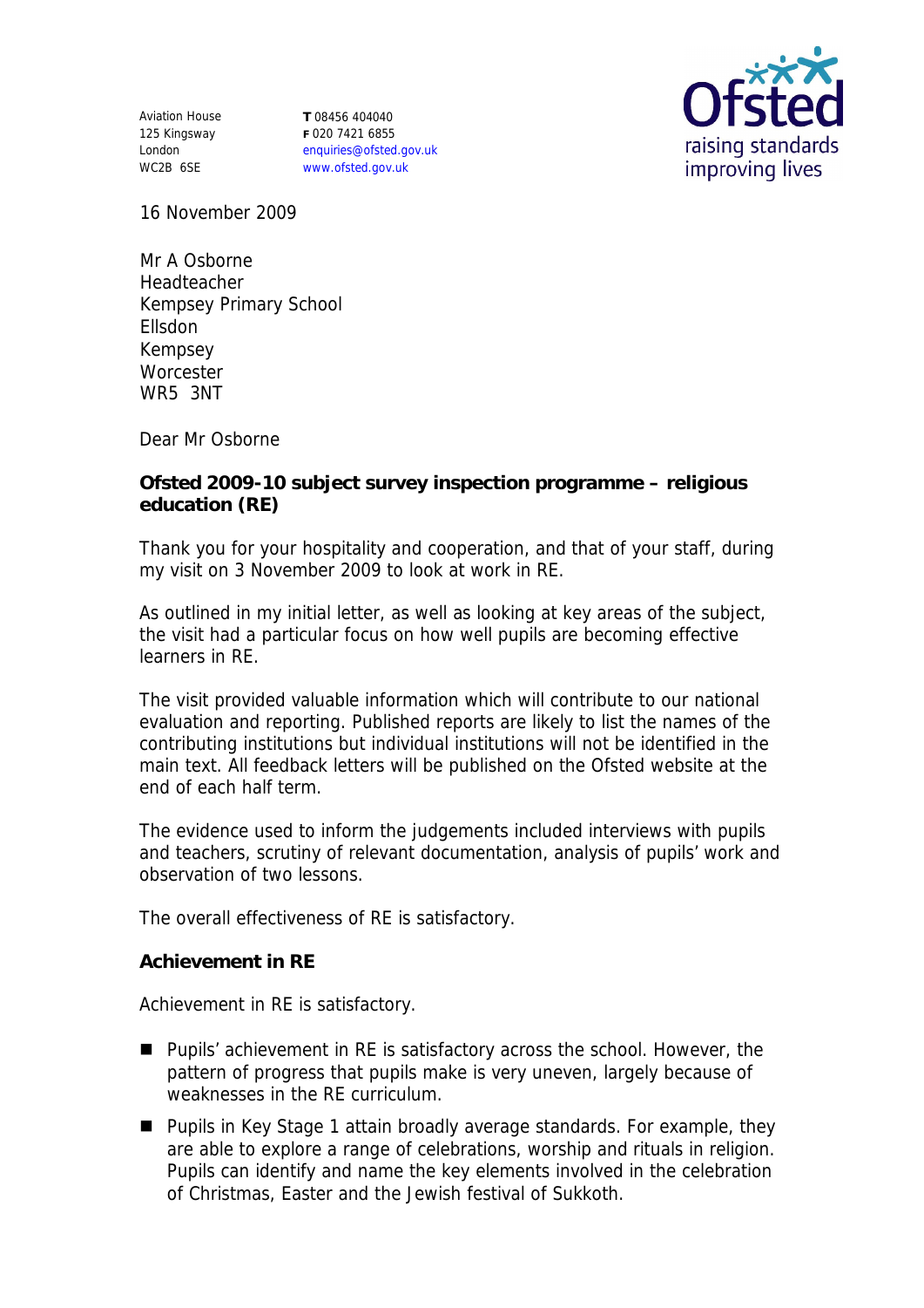Aviation House
125 Kingsway
London
WC2B 6SE

**T** 08456 404040
**F** 020 7421 6855
enquiries@ofsted.gov.uk
www.ofsted.gov.uk

Ofsted
raising standards
improving lives

16 November 2009

Mr A Osborne
Headteacher
Kempsey Primary School
Ellsdon
Kempsey
Worcester
WR5 3NT

Dear Mr Osborne

**Ofsted 2009-10 subject survey inspection programme – religious education (RE)**

Thank you for your hospitality and cooperation, and that of your staff, during my visit on 3 November 2009 to look at work in RE.

As outlined in my initial letter, as well as looking at key areas of the subject, the visit had a particular focus on how well pupils are becoming effective learners in RE.

The visit provided valuable information which will contribute to our national evaluation and reporting. Published reports are likely to list the names of the contributing institutions but individual institutions will not be identified in the main text. All feedback letters will be published on the Ofsted website at the end of each half term.

The evidence used to inform the judgements included interviews with pupils and teachers, scrutiny of relevant documentation, analysis of pupils' work and observation of two lessons.

The overall effectiveness of RE is satisfactory.

**Achievement in RE**

Achievement in RE is satisfactory.

- Pupils' achievement in RE is satisfactory across the school. However, the pattern of progress that pupils make is very uneven, largely because of weaknesses in the RE curriculum.
- Pupils in Key Stage 1 attain broadly average standards. For example, they are able to explore a range of celebrations, worship and rituals in religion. Pupils can identify and name the key elements involved in the celebration of Christmas, Easter and the Jewish festival of Sukkoth.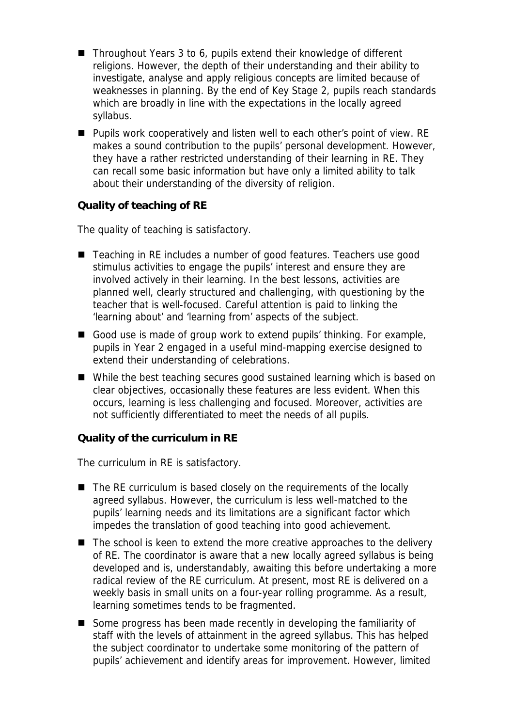- Throughout Years 3 to 6, pupils extend their knowledge of different religions. However, the depth of their understanding and their ability to investigate, analyse and apply religious concepts are limited because of weaknesses in planning. By the end of Key Stage 2, pupils reach standards which are broadly in line with the expectations in the locally agreed syllabus.
- Pupils work cooperatively and listen well to each other's point of view. RE makes a sound contribution to the pupils' personal development. However, they have a rather restricted understanding of their learning in RE. They can recall some basic information but have only a limited ability to talk about their understanding of the diversity of religion.

**Quality of teaching of RE**

The quality of teaching is satisfactory.

- Teaching in RE includes a number of good features. Teachers use good stimulus activities to engage the pupils' interest and ensure they are involved actively in their learning. In the best lessons, activities are planned well, clearly structured and challenging, with questioning by the teacher that is well-focused. Careful attention is paid to linking the 'learning about' and 'learning from' aspects of the subject.
- Good use is made of group work to extend pupils' thinking. For example, pupils in Year 2 engaged in a useful mind-mapping exercise designed to extend their understanding of celebrations.
- While the best teaching secures good sustained learning which is based on clear objectives, occasionally these features are less evident. When this occurs, learning is less challenging and focused. Moreover, activities are not sufficiently differentiated to meet the needs of all pupils.

**Quality of the curriculum in RE**

The curriculum in RE is satisfactory.

- The RE curriculum is based closely on the requirements of the locally agreed syllabus. However, the curriculum is less well-matched to the pupils' learning needs and its limitations are a significant factor which impedes the translation of good teaching into good achievement.
- The school is keen to extend the more creative approaches to the delivery of RE. The coordinator is aware that a new locally agreed syllabus is being developed and is, understandably, awaiting this before undertaking a more radical review of the RE curriculum. At present, most RE is delivered on a weekly basis in small units on a four-year rolling programme. As a result, learning sometimes tends to be fragmented.
- Some progress has been made recently in developing the familiarity of staff with the levels of attainment in the agreed syllabus. This has helped the subject coordinator to undertake some monitoring of the pattern of pupils' achievement and identify areas for improvement. However, limited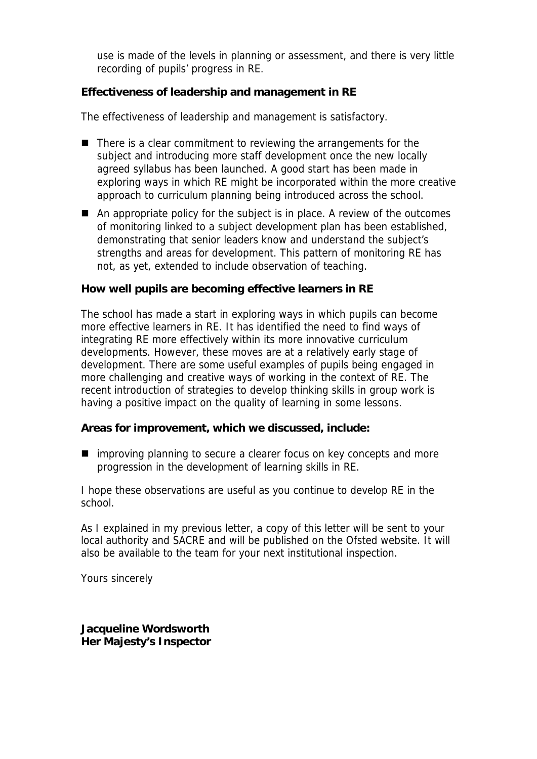use is made of the levels in planning or assessment, and there is very little recording of pupils' progress in RE.

**Effectiveness of leadership and management in RE**

The effectiveness of leadership and management is satisfactory.

- There is a clear commitment to reviewing the arrangements for the subject and introducing more staff development once the new locally agreed syllabus has been launched. A good start has been made in exploring ways in which RE might be incorporated within the more creative approach to curriculum planning being introduced across the school.
- An appropriate policy for the subject is in place. A review of the outcomes of monitoring linked to a subject development plan has been established, demonstrating that senior leaders know and understand the subject's strengths and areas for development. This pattern of monitoring RE has not, as yet, extended to include observation of teaching.

**How well pupils are becoming effective learners in RE**

The school has made a start in exploring ways in which pupils can become more effective learners in RE. It has identified the need to find ways of integrating RE more effectively within its more innovative curriculum developments. However, these moves are at a relatively early stage of development. There are some useful examples of pupils being engaged in more challenging and creative ways of working in the context of RE. The recent introduction of strategies to develop thinking skills in group work is having a positive impact on the quality of learning in some lessons.

**Areas for improvement, which we discussed, include:**

- improving planning to secure a clearer focus on key concepts and more progression in the development of learning skills in RE.

I hope these observations are useful as you continue to develop RE in the school.

As I explained in my previous letter, a copy of this letter will be sent to your local authority and SACRE and will be published on the Ofsted website. It will also be available to the team for your next institutional inspection.

Yours sincerely

**Jacqueline Wordsworth**
**Her Majesty's Inspector**